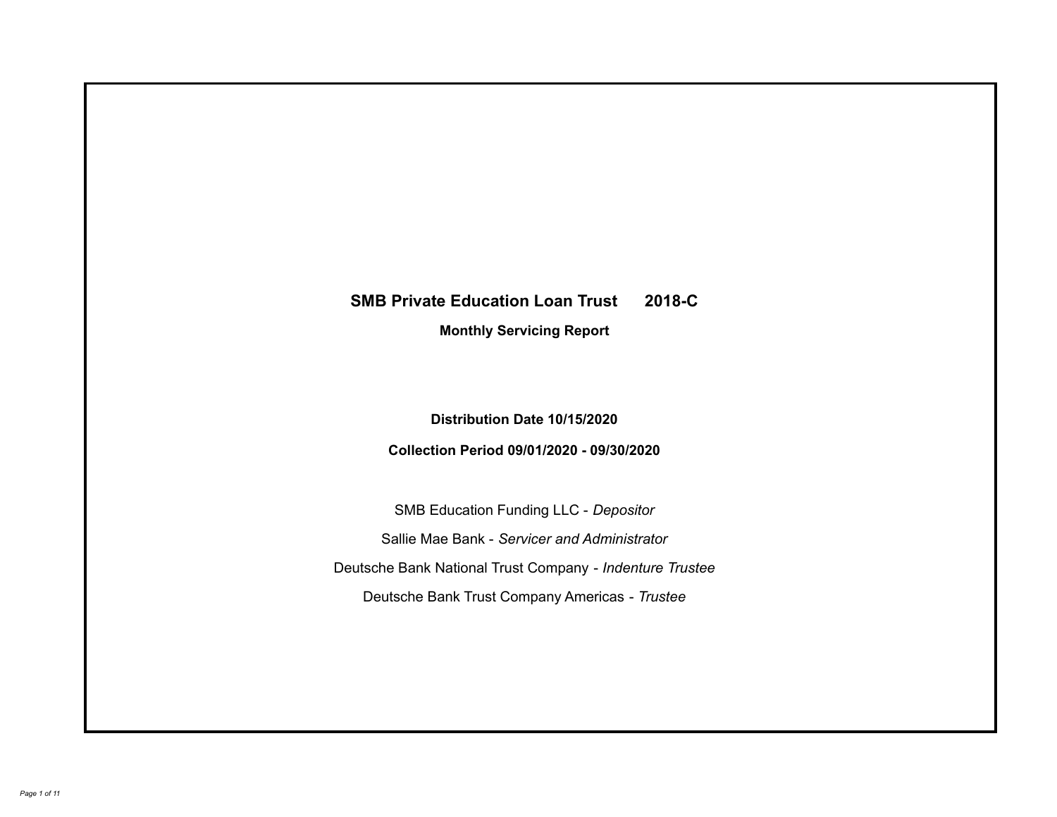# SMB Private Education Loan Trust 2018-C

## Monthly Servicing Report

**Distribution Date 10/15/2020**

**Collection Period 09/01/2020 - 09/30/2020**

SMB Education Funding LLC - *Depositor*

Sallie Mae Bank - *Servicer and Administrator*

Deutsche Bank National Trust Company - *Indenture Trustee*

Deutsche Bank Trust Company Americas - *Trustee*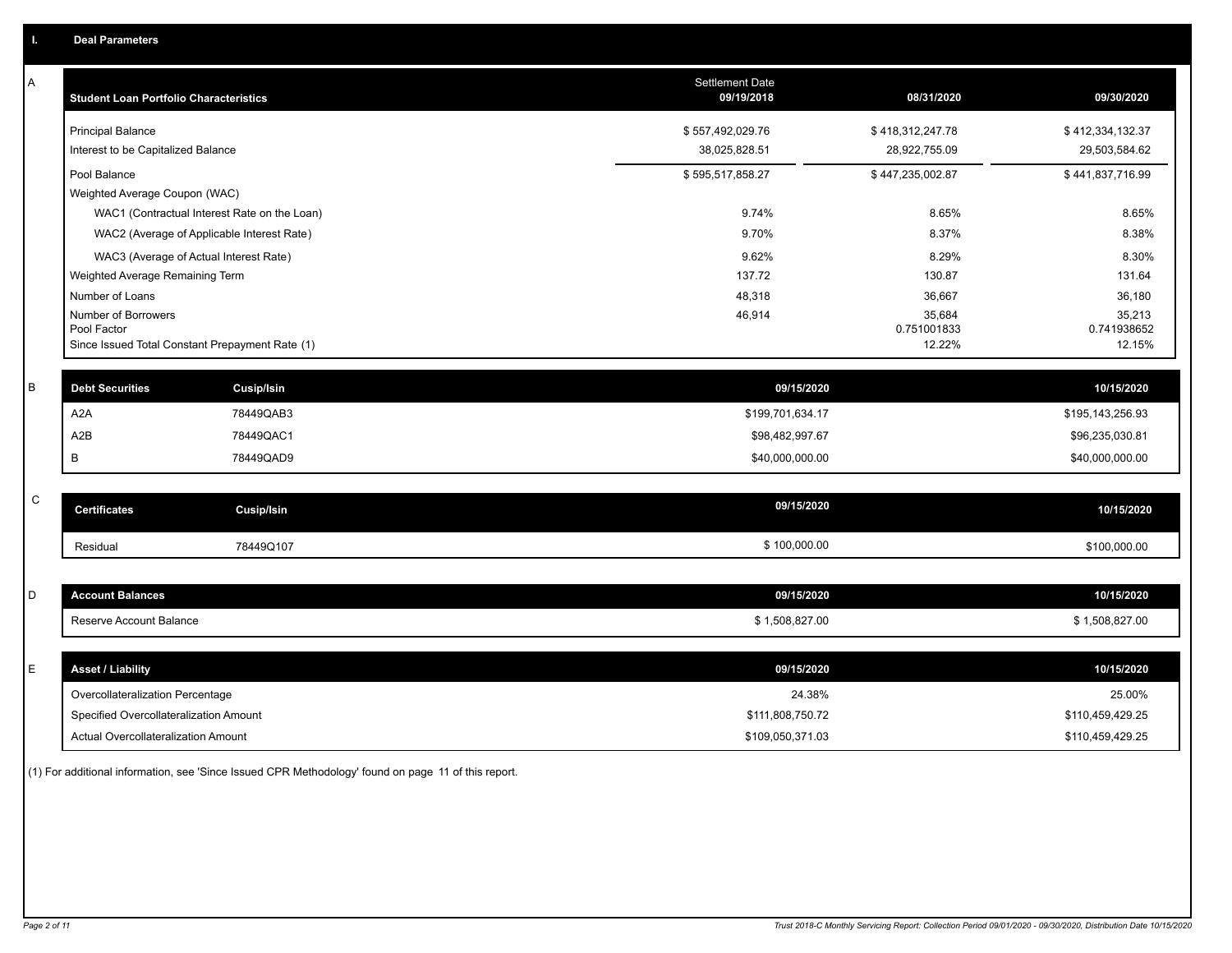## I. Deal Parameters

### A

| Student Loan Portfolio Characteristics | Settlement Date 09/19/2018 | 08/31/2020 | 09/30/2020 |
|---|---|---|---|
| Principal Balance | $ 557,492,029.76 | $ 418,312,247.78 | $ 412,334,132.37 |
| Interest to be Capitalized Balance | 38,025,828.51 | 28,922,755.09 | 29,503,584.62 |
| Pool Balance | $ 595,517,858.27 | $ 447,235,002.87 | $ 441,837,716.99 |
| Weighted Average Coupon (WAC) | | | |
| WAC1 (Contractual Interest Rate on the Loan) | 9.74% | 8.65% | 8.65% |
| WAC2 (Average of Applicable Interest Rate) | 9.70% | 8.37% | 8.38% |
| WAC3 (Average of Actual Interest Rate) | 9.62% | 8.29% | 8.30% |
| Weighted Average Remaining Term | 137.72 | 130.87 | 131.64 |
| Number of Loans | 48,318 | 36,667 | 36,180 |
| Number of Borrowers | 46,914 | 35,684 | 35,213 |
| Pool Factor | | 0.751001833 | 0.741938652 |
| Since Issued Total Constant Prepayment Rate (1) | | 12.22% | 12.15% |

### B

| Debt Securities | Cusip/Isin | 09/15/2020 | 10/15/2020 |
|---|---|---|---|
| A2A | 78449QAB3 | $199,701,634.17 | $195,143,256.93 |
| A2B | 78449QAC1 | $98,482,997.67 | $96,235,030.81 |
| B | 78449QAD9 | $40,000,000.00 | $40,000,000.00 |

### C

| Certificates | Cusip/Isin | 09/15/2020 | 10/15/2020 |
|---|---|---|---|
| Residual | 78449Q107 | $ 100,000.00 | $100,000.00 |

### D

| Account Balances | 09/15/2020 | 10/15/2020 |
|---|---|---|
| Reserve Account Balance | $ 1,508,827.00 | $ 1,508,827.00 |

### E

| Asset / Liability | 09/15/2020 | 10/15/2020 |
|---|---|---|
| Overcollateralization Percentage | 24.38% | 25.00% |
| Specified Overcollateralization Amount | $111,808,750.72 | $110,459,429.25 |
| Actual Overcollateralization Amount | $109,050,371.03 | $110,459,429.25 |

(1) For additional information, see 'Since Issued CPR Methodology' found on page 11 of this report.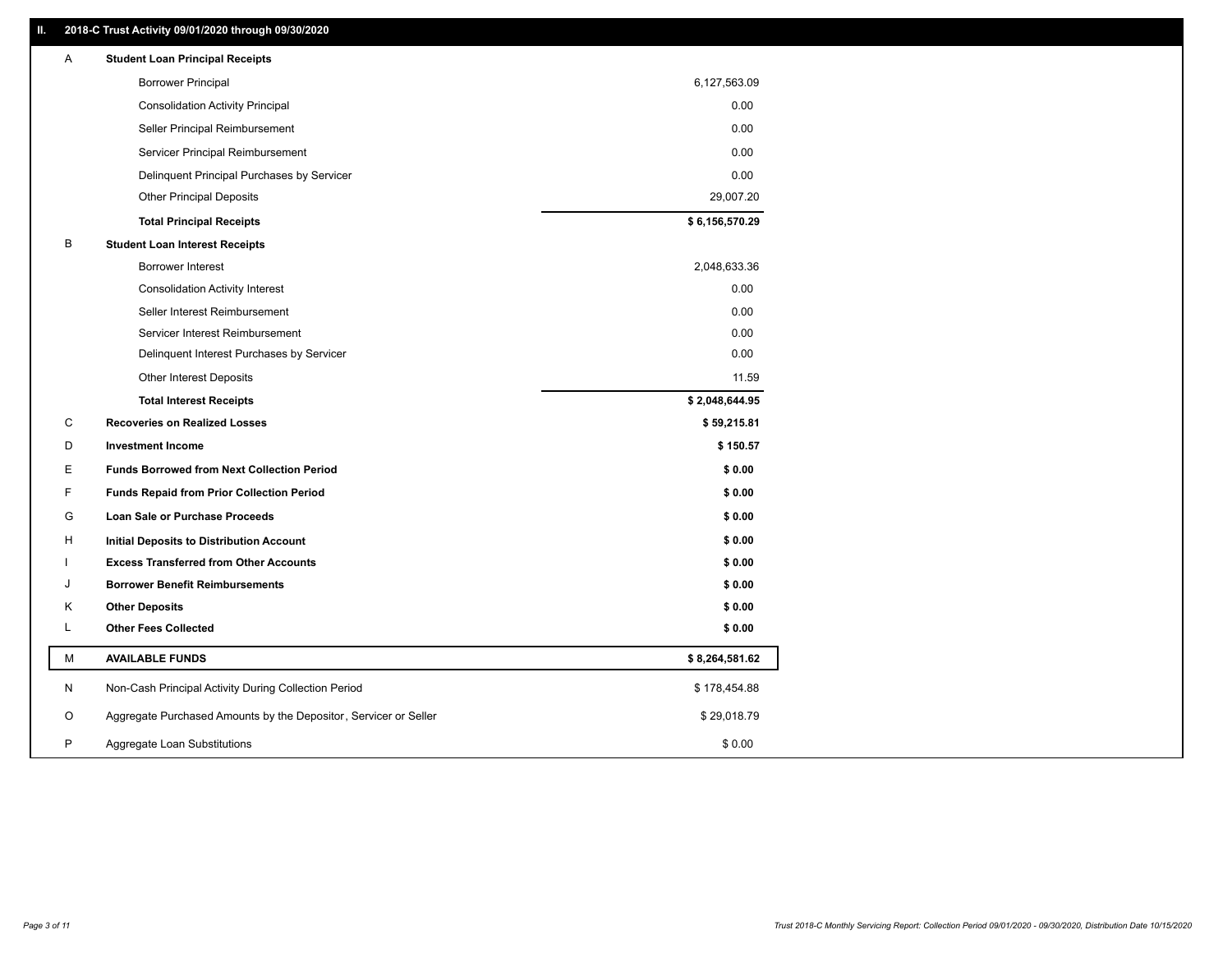## II. 2018-C Trust Activity 09/01/2020 through 09/30/2020

| | | |
|---|---|---|
| A | **Student Loan Principal Receipts** | |
| | Borrower Principal | 6,127,563.09 |
| | Consolidation Activity Principal | 0.00 |
| | Seller Principal Reimbursement | 0.00 |
| | Servicer Principal Reimbursement | 0.00 |
| | Delinquent Principal Purchases by Servicer | 0.00 |
| | Other Principal Deposits | 29,007.20 |
| | **Total Principal Receipts** | **$ 6,156,570.29** |
| B | **Student Loan Interest Receipts** | |
| | Borrower Interest | 2,048,633.36 |
| | Consolidation Activity Interest | 0.00 |
| | Seller Interest Reimbursement | 0.00 |
| | Servicer Interest Reimbursement | 0.00 |
| | Delinquent Interest Purchases by Servicer | 0.00 |
| | Other Interest Deposits | 11.59 |
| | **Total Interest Receipts** | **$ 2,048,644.95** |
| C | **Recoveries on Realized Losses** | **$ 59,215.81** |
| D | **Investment Income** | **$ 150.57** |
| E | **Funds Borrowed from Next Collection Period** | **$ 0.00** |
| F | **Funds Repaid from Prior Collection Period** | **$ 0.00** |
| G | **Loan Sale or Purchase Proceeds** | **$ 0.00** |
| H | **Initial Deposits to Distribution Account** | **$ 0.00** |
| I | **Excess Transferred from Other Accounts** | **$ 0.00** |
| J | **Borrower Benefit Reimbursements** | **$ 0.00** |
| K | **Other Deposits** | **$ 0.00** |
| L | **Other Fees Collected** | **$ 0.00** |
| M | **AVAILABLE FUNDS** | **$ 8,264,581.62** |
| N | Non-Cash Principal Activity During Collection Period | $ 178,454.88 |
| O | Aggregate Purchased Amounts by the Depositor, Servicer or Seller | $ 29,018.79 |
| P | Aggregate Loan Substitutions | $ 0.00 |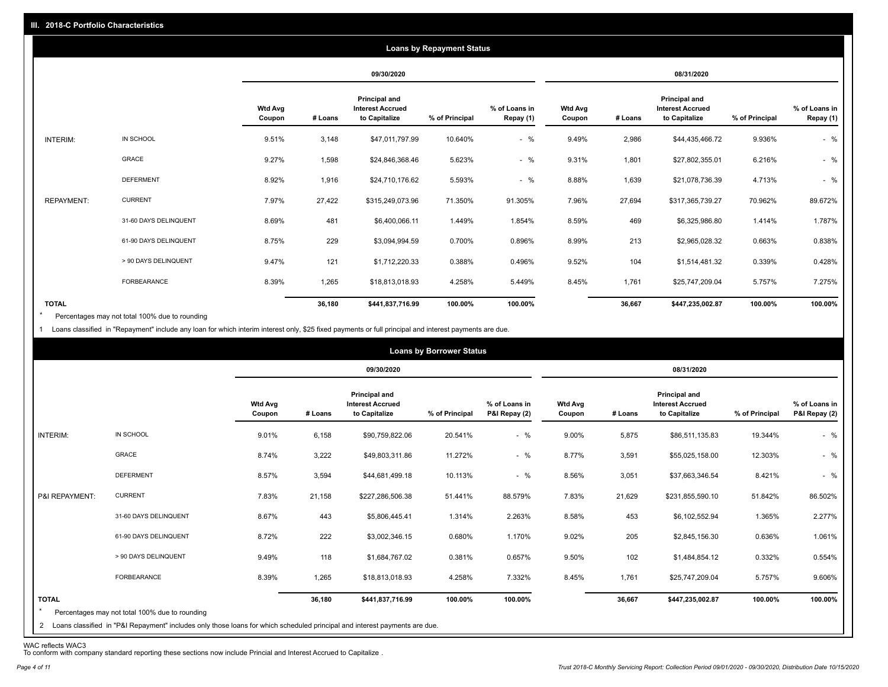## III. 2018-C Portfolio Characteristics

### Loans by Repayment Status

| | | 09/30/2020 | | | | | 08/31/2020 | | | | |
|---|---|---|---|---|---|---|---|---|---|---|---|
| | | Wtd Avg Coupon | # Loans | Principal and Interest Accrued to Capitalize | % of Principal | % of Loans in Repay (1) | Wtd Avg Coupon | # Loans | Principal and Interest Accrued to Capitalize | % of Principal | % of Loans in Repay (1) |
| INTERIM: | IN SCHOOL | 9.51% | 3,148 | $47,011,797.99 | 10.640% | - % | 9.49% | 2,986 | $44,435,466.72 | 9.936% | - % |
| | GRACE | 9.27% | 1,598 | $24,846,368.46 | 5.623% | - % | 9.31% | 1,801 | $27,802,355.01 | 6.216% | - % |
| | DEFERMENT | 8.92% | 1,916 | $24,710,176.62 | 5.593% | - % | 8.88% | 1,639 | $21,078,736.39 | 4.713% | - % |
| REPAYMENT: | CURRENT | 7.97% | 27,422 | $315,249,073.96 | 71.350% | 91.305% | 7.96% | 27,694 | $317,365,739.27 | 70.962% | 89.672% |
| | 31-60 DAYS DELINQUENT | 8.69% | 481 | $6,400,066.11 | 1.449% | 1.854% | 8.59% | 469 | $6,325,986.80 | 1.414% | 1.787% |
| | 61-90 DAYS DELINQUENT | 8.75% | 229 | $3,094,994.59 | 0.700% | 0.896% | 8.99% | 213 | $2,965,028.32 | 0.663% | 0.838% |
| | > 90 DAYS DELINQUENT | 9.47% | 121 | $1,712,220.33 | 0.388% | 0.496% | 9.52% | 104 | $1,514,481.32 | 0.339% | 0.428% |
| | FORBEARANCE | 8.39% | 1,265 | $18,813,018.93 | 4.258% | 5.449% | 8.45% | 1,761 | $25,747,209.04 | 5.757% | 7.275% |
| **TOTAL** | | | **36,180** | **$441,837,716.99** | **100.00%** | **100.00%** | | **36,667** | **$447,235,002.87** | **100.00%** | **100.00%** |

\* Percentages may not total 100% due to rounding

1 Loans classified in "Repayment" include any loan for which interim interest only, $25 fixed payments or full principal and interest payments are due.

### Loans by Borrower Status

| | | 09/30/2020 | | | | | 08/31/2020 | | | | |
|---|---|---|---|---|---|---|---|---|---|---|---|
| | | Wtd Avg Coupon | # Loans | Principal and Interest Accrued to Capitalize | % of Principal | % of Loans in P&I Repay (2) | Wtd Avg Coupon | # Loans | Principal and Interest Accrued to Capitalize | % of Principal | % of Loans in P&I Repay (2) |
| INTERIM: | IN SCHOOL | 9.01% | 6,158 | $90,759,822.06 | 20.541% | - % | 9.00% | 5,875 | $86,511,135.83 | 19.344% | - % |
| | GRACE | 8.74% | 3,222 | $49,803,311.86 | 11.272% | - % | 8.77% | 3,591 | $55,025,158.00 | 12.303% | - % |
| | DEFERMENT | 8.57% | 3,594 | $44,681,499.18 | 10.113% | - % | 8.56% | 3,051 | $37,663,346.54 | 8.421% | - % |
| P&I REPAYMENT: | CURRENT | 7.83% | 21,158 | $227,286,506.38 | 51.441% | 88.579% | 7.83% | 21,629 | $231,855,590.10 | 51.842% | 86.502% |
| | 31-60 DAYS DELINQUENT | 8.67% | 443 | $5,806,445.41 | 1.314% | 2.263% | 8.58% | 453 | $6,102,552.94 | 1.365% | 2.277% |
| | 61-90 DAYS DELINQUENT | 8.72% | 222 | $3,002,346.15 | 0.680% | 1.170% | 9.02% | 205 | $2,845,156.30 | 0.636% | 1.061% |
| | > 90 DAYS DELINQUENT | 9.49% | 118 | $1,684,767.02 | 0.381% | 0.657% | 9.50% | 102 | $1,484,854.12 | 0.332% | 0.554% |
| | FORBEARANCE | 8.39% | 1,265 | $18,813,018.93 | 4.258% | 7.332% | 8.45% | 1,761 | $25,747,209.04 | 5.757% | 9.606% |
| **TOTAL** | | | **36,180** | **$441,837,716.99** | **100.00%** | **100.00%** | | **36,667** | **$447,235,002.87** | **100.00%** | **100.00%** |

\* Percentages may not total 100% due to rounding

2 Loans classified in "P&I Repayment" includes only those loans for which scheduled principal and interest payments are due.

WAC reflects WAC3

To conform with company standard reporting these sections now include Princial and Interest Accrued to Capitalize .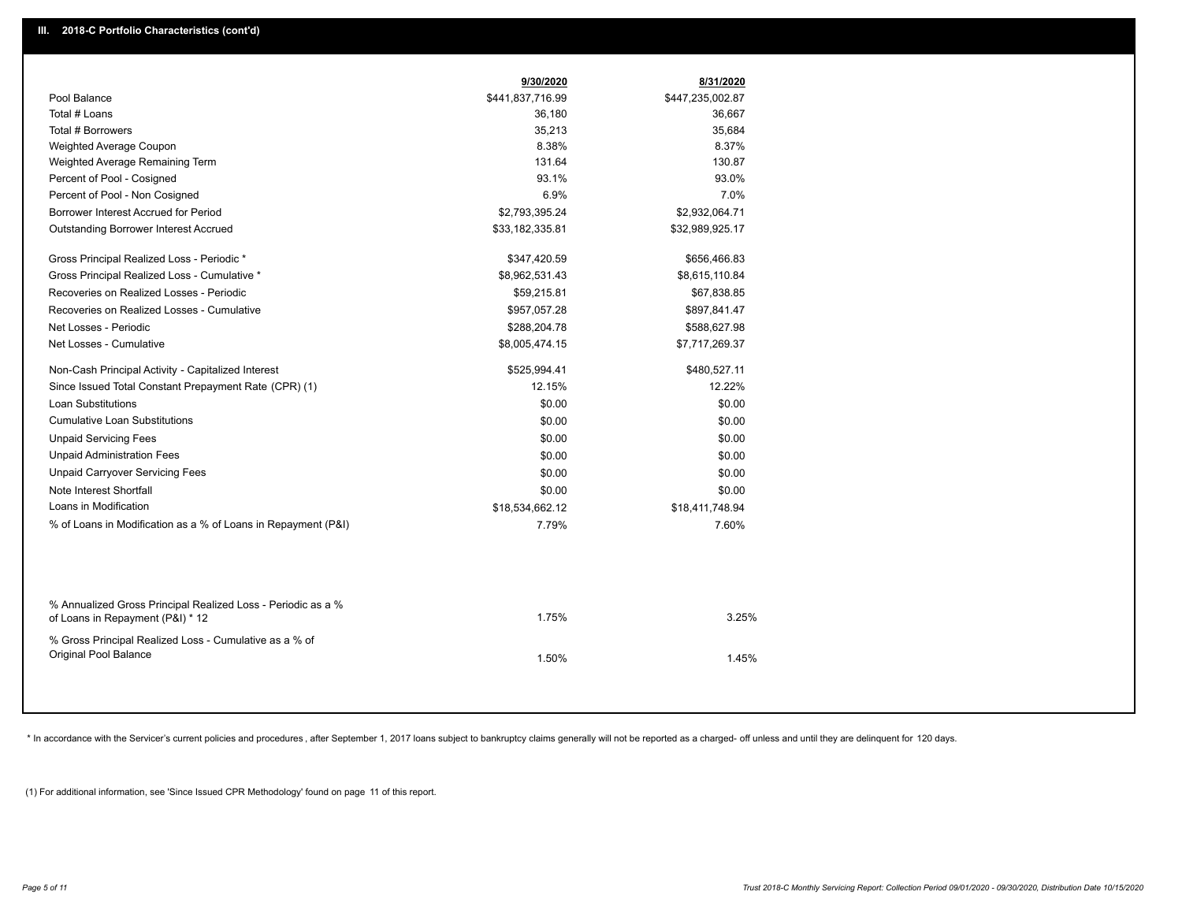## III. 2018-C Portfolio Characteristics (cont'd)

| | 9/30/2020 | 8/31/2020 |
|---|---|---|
| Pool Balance | $441,837,716.99 | $447,235,002.87 |
| Total # Loans | 36,180 | 36,667 |
| Total # Borrowers | 35,213 | 35,684 |
| Weighted Average Coupon | 8.38% | 8.37% |
| Weighted Average Remaining Term | 131.64 | 130.87 |
| Percent of Pool - Cosigned | 93.1% | 93.0% |
| Percent of Pool - Non Cosigned | 6.9% | 7.0% |
| Borrower Interest Accrued for Period | $2,793,395.24 | $2,932,064.71 |
| Outstanding Borrower Interest Accrued | $33,182,335.81 | $32,989,925.17 |
| Gross Principal Realized Loss - Periodic * | $347,420.59 | $656,466.83 |
| Gross Principal Realized Loss - Cumulative * | $8,962,531.43 | $8,615,110.84 |
| Recoveries on Realized Losses - Periodic | $59,215.81 | $67,838.85 |
| Recoveries on Realized Losses - Cumulative | $957,057.28 | $897,841.47 |
| Net Losses - Periodic | $288,204.78 | $588,627.98 |
| Net Losses - Cumulative | $8,005,474.15 | $7,717,269.37 |
| Non-Cash Principal Activity - Capitalized Interest | $525,994.41 | $480,527.11 |
| Since Issued Total Constant Prepayment Rate (CPR) (1) | 12.15% | 12.22% |
| Loan Substitutions | $0.00 | $0.00 |
| Cumulative Loan Substitutions | $0.00 | $0.00 |
| Unpaid Servicing Fees | $0.00 | $0.00 |
| Unpaid Administration Fees | $0.00 | $0.00 |
| Unpaid Carryover Servicing Fees | $0.00 | $0.00 |
| Note Interest Shortfall | $0.00 | $0.00 |
| Loans in Modification | $18,534,662.12 | $18,411,748.94 |
| % of Loans in Modification as a % of Loans in Repayment (P&I) | 7.79% | 7.60% |
| % Annualized Gross Principal Realized Loss - Periodic as a % of Loans in Repayment (P&I) * 12 | 1.75% | 3.25% |
| % Gross Principal Realized Loss - Cumulative as a % of Original Pool Balance | 1.50% | 1.45% |

* In accordance with the Servicer's current policies and procedures, after September 1, 2017 loans subject to bankruptcy claims generally will not be reported as a charged- off unless and until they are delinquent for 120 days.

(1) For additional information, see 'Since Issued CPR Methodology' found on page 11 of this report.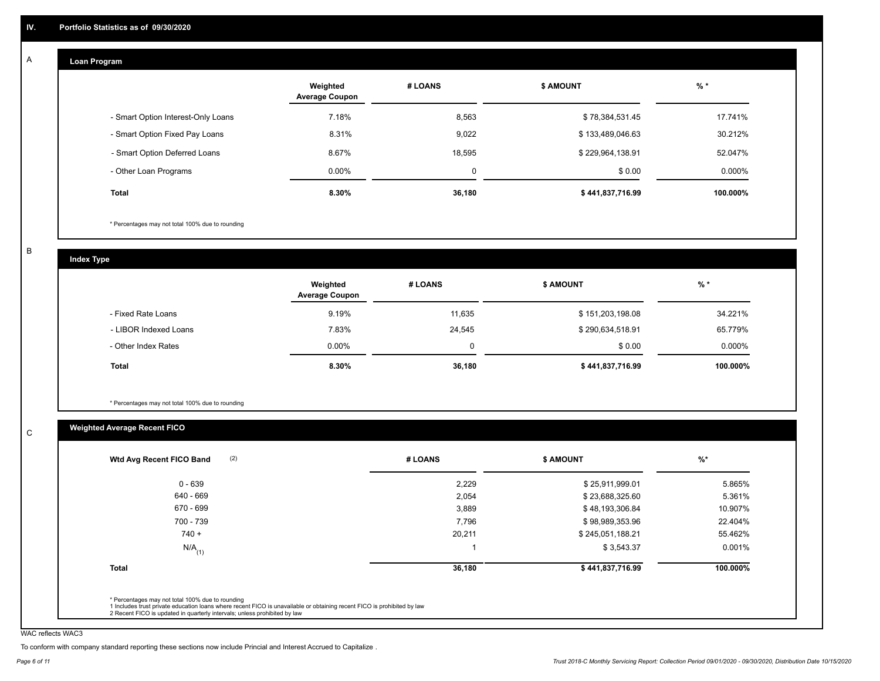## IV. Portfolio Statistics as of 09/30/2020

### A. Loan Program

| | Weighted Average Coupon | # LOANS | $ AMOUNT | % * |
|---|---|---|---|---|
| - Smart Option Interest-Only Loans | 7.18% | 8,563 | $ 78,384,531.45 | 17.741% |
| - Smart Option Fixed Pay Loans | 8.31% | 9,022 | $ 133,489,046.63 | 30.212% |
| - Smart Option Deferred Loans | 8.67% | 18,595 | $ 229,964,138.91 | 52.047% |
| - Other Loan Programs | 0.00% | 0 | $ 0.00 | 0.000% |
| **Total** | **8.30%** | **36,180** | **$ 441,837,716.99** | **100.000%** |

* Percentages may not total 100% due to rounding

### B. Index Type

| | Weighted Average Coupon | # LOANS | $ AMOUNT | % * |
|---|---|---|---|---|
| - Fixed Rate Loans | 9.19% | 11,635 | $ 151,203,198.08 | 34.221% |
| - LIBOR Indexed Loans | 7.83% | 24,545 | $ 290,634,518.91 | 65.779% |
| - Other Index Rates | 0.00% | 0 | $ 0.00 | 0.000% |
| **Total** | **8.30%** | **36,180** | **$ 441,837,716.99** | **100.000%** |

* Percentages may not total 100% due to rounding

### C. Weighted Average Recent FICO

| Wtd Avg Recent FICO Band (2) | # LOANS | $ AMOUNT | %* |
|---|---|---|---|
| 0 - 639 | 2,229 | $ 25,911,999.01 | 5.865% |
| 640 - 669 | 2,054 | $ 23,688,325.60 | 5.361% |
| 670 - 699 | 3,889 | $ 48,193,306.84 | 10.907% |
| 700 - 739 | 7,796 | $ 98,989,353.96 | 22.404% |
| 740 + | 20,211 | $ 245,051,188.21 | 55.462% |
| N/A (1) | 1 | $ 3,543.37 | 0.001% |
| **Total** | **36,180** | **$ 441,837,716.99** | **100.000%** |

* Percentages may not total 100% due to rounding
1 Includes trust private education loans where recent FICO is unavailable or obtaining recent FICO is prohibited by law
2 Recent FICO is updated in quarterly intervals; unless prohibited by law

WAC reflects WAC3

To conform with company standard reporting these sections now include Princial and Interest Accrued to Capitalize .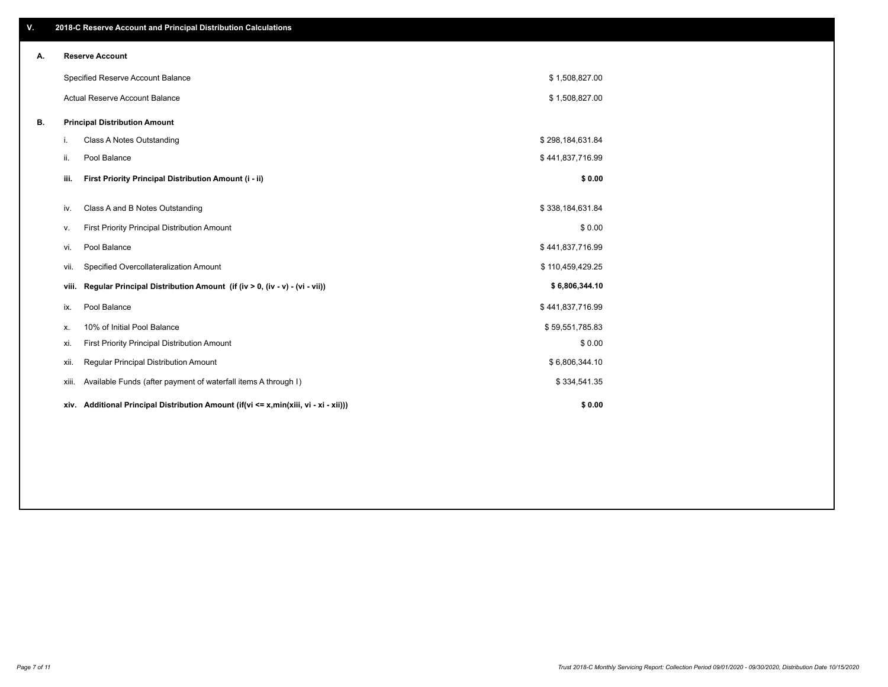## V. 2018-C Reserve Account and Principal Distribution Calculations

### A. Reserve Account

| | |
|---|---|
| Specified Reserve Account Balance | $ 1,508,827.00 |
| Actual Reserve Account Balance | $ 1,508,827.00 |

### B. Principal Distribution Amount

| | | |
|---|---|---|
| i. | Class A Notes Outstanding | $ 298,184,631.84 |
| ii. | Pool Balance | $ 441,837,716.99 |
| **iii.** | **First Priority Principal Distribution Amount (i - ii)** | **$ 0.00** |
| iv. | Class A and B Notes Outstanding | $ 338,184,631.84 |
| v. | First Priority Principal Distribution Amount | $ 0.00 |
| vi. | Pool Balance | $ 441,837,716.99 |
| vii. | Specified Overcollateralization Amount | $ 110,459,429.25 |
| **viii.** | **Regular Principal Distribution Amount (if (iv > 0, (iv - v) - (vi - vii))** | **$ 6,806,344.10** |
| ix. | Pool Balance | $ 441,837,716.99 |
| x. | 10% of Initial Pool Balance | $ 59,551,785.83 |
| xi. | First Priority Principal Distribution Amount | $ 0.00 |
| xii. | Regular Principal Distribution Amount | $ 6,806,344.10 |
| xiii. | Available Funds (after payment of waterfall items A through I) | $ 334,541.35 |
| **xiv.** | **Additional Principal Distribution Amount (if(vi <= x,min(xiii, vi - xi - xii)))** | **$ 0.00** |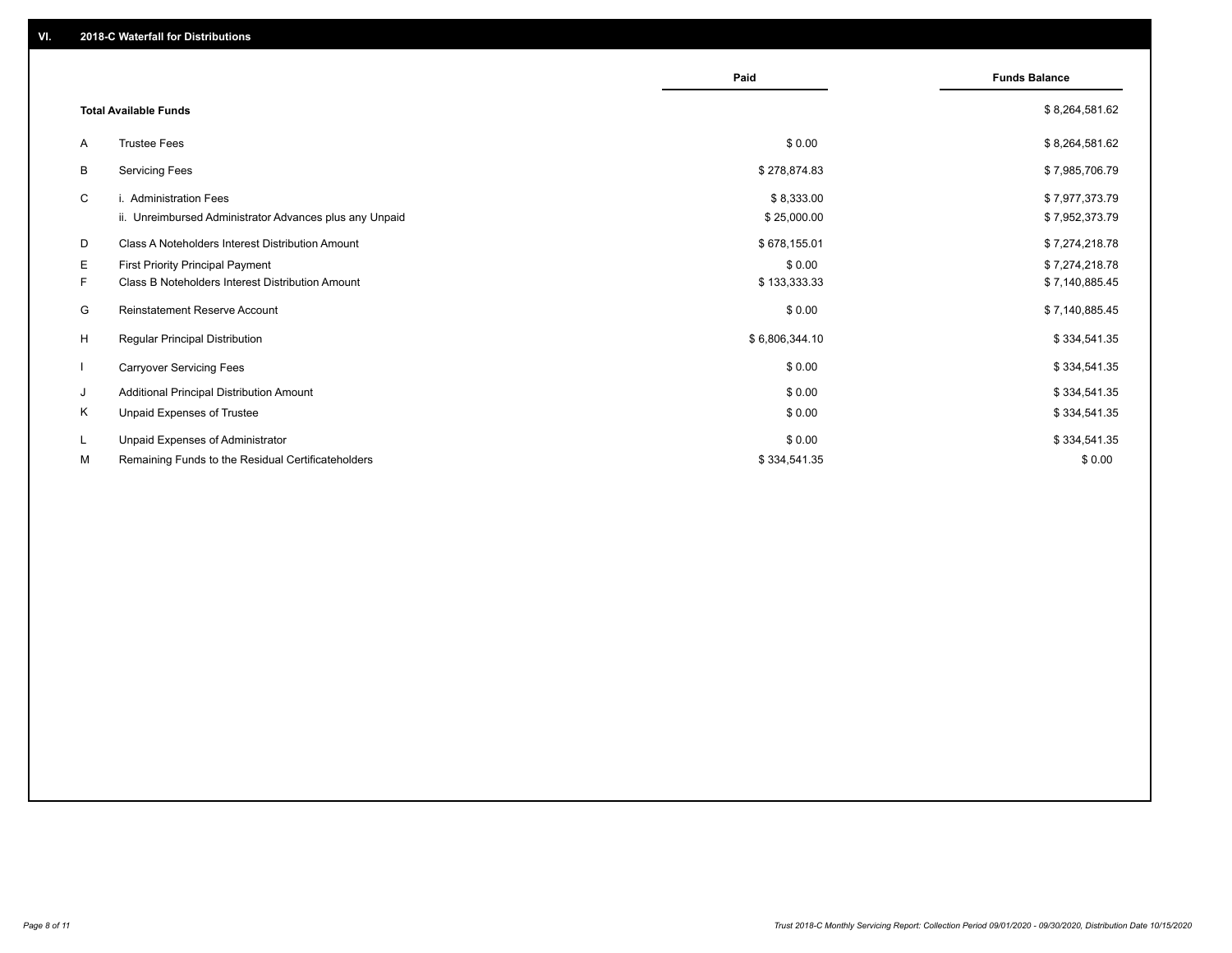## VI. 2018-C Waterfall for Distributions

| | | Paid | Funds Balance |
|---|---|---|---|
| | **Total Available Funds** | | $ 8,264,581.62 |
| A | Trustee Fees | $ 0.00 | $ 8,264,581.62 |
| B | Servicing Fees | $ 278,874.83 | $ 7,985,706.79 |
| C | i. Administration Fees | $ 8,333.00 | $ 7,977,373.79 |
| | ii. Unreimbursed Administrator Advances plus any Unpaid | $ 25,000.00 | $ 7,952,373.79 |
| D | Class A Noteholders Interest Distribution Amount | $ 678,155.01 | $ 7,274,218.78 |
| E | First Priority Principal Payment | $ 0.00 | $ 7,274,218.78 |
| F | Class B Noteholders Interest Distribution Amount | $ 133,333.33 | $ 7,140,885.45 |
| G | Reinstatement Reserve Account | $ 0.00 | $ 7,140,885.45 |
| H | Regular Principal Distribution | $ 6,806,344.10 | $ 334,541.35 |
| I | Carryover Servicing Fees | $ 0.00 | $ 334,541.35 |
| J | Additional Principal Distribution Amount | $ 0.00 | $ 334,541.35 |
| K | Unpaid Expenses of Trustee | $ 0.00 | $ 334,541.35 |
| L | Unpaid Expenses of Administrator | $ 0.00 | $ 334,541.35 |
| M | Remaining Funds to the Residual Certificateholders | $ 334,541.35 | $ 0.00 |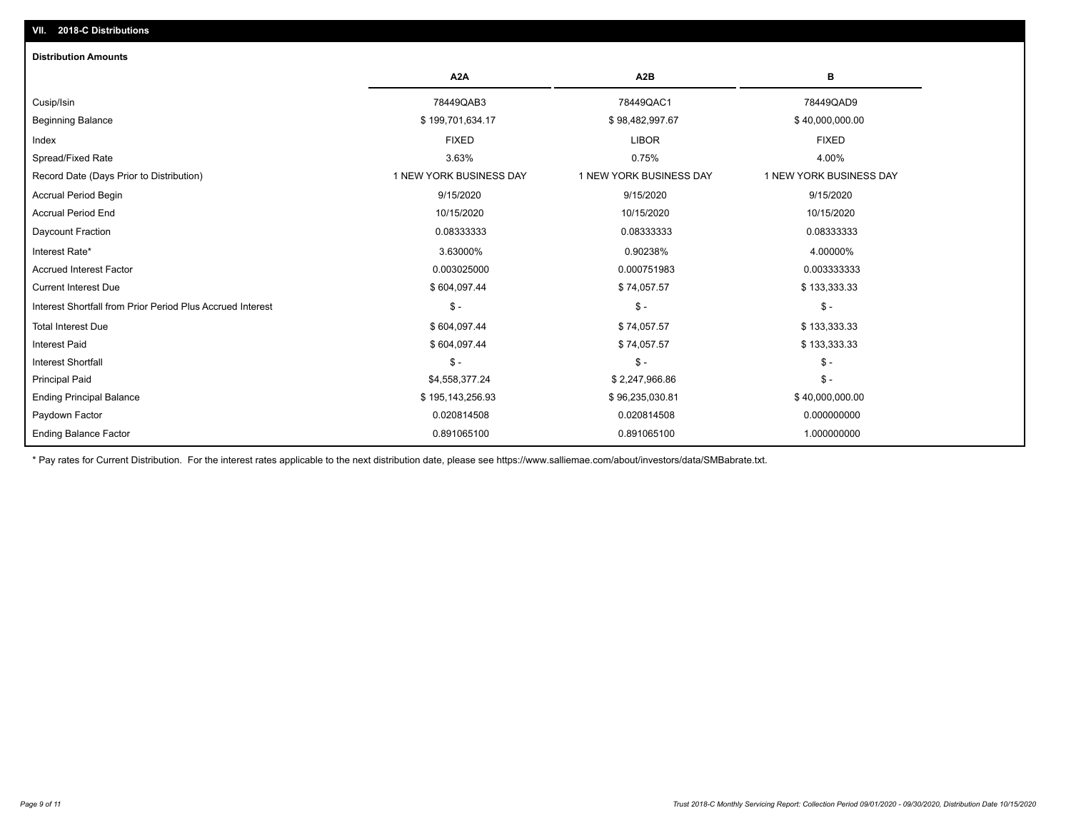## VII. 2018-C Distributions

### Distribution Amounts

| | A2A | A2B | B |
|---|---|---|---|
| Cusip/Isin | 78449QAB3 | 78449QAC1 | 78449QAD9 |
| Beginning Balance | $ 199,701,634.17 | $ 98,482,997.67 | $ 40,000,000.00 |
| Index | FIXED | LIBOR | FIXED |
| Spread/Fixed Rate | 3.63% | 0.75% | 4.00% |
| Record Date (Days Prior to Distribution) | 1 NEW YORK BUSINESS DAY | 1 NEW YORK BUSINESS DAY | 1 NEW YORK BUSINESS DAY |
| Accrual Period Begin | 9/15/2020 | 9/15/2020 | 9/15/2020 |
| Accrual Period End | 10/15/2020 | 10/15/2020 | 10/15/2020 |
| Daycount Fraction | 0.08333333 | 0.08333333 | 0.08333333 |
| Interest Rate* | 3.63000% | 0.90238% | 4.00000% |
| Accrued Interest Factor | 0.003025000 | 0.000751983 | 0.003333333 |
| Current Interest Due | $ 604,097.44 | $ 74,057.57 | $ 133,333.33 |
| Interest Shortfall from Prior Period Plus Accrued Interest | $ - | $ - | $ - |
| Total Interest Due | $ 604,097.44 | $ 74,057.57 | $ 133,333.33 |
| Interest Paid | $ 604,097.44 | $ 74,057.57 | $ 133,333.33 |
| Interest Shortfall | $ - | $ - | $ - |
| Principal Paid | $4,558,377.24 | $ 2,247,966.86 | $ - |
| Ending Principal Balance | $ 195,143,256.93 | $ 96,235,030.81 | $ 40,000,000.00 |
| Paydown Factor | 0.020814508 | 0.020814508 | 0.000000000 |
| Ending Balance Factor | 0.891065100 | 0.891065100 | 1.000000000 |

* Pay rates for Current Distribution. For the interest rates applicable to the next distribution date, please see https://www.salliemae.com/about/investors/data/SMBabrate.txt.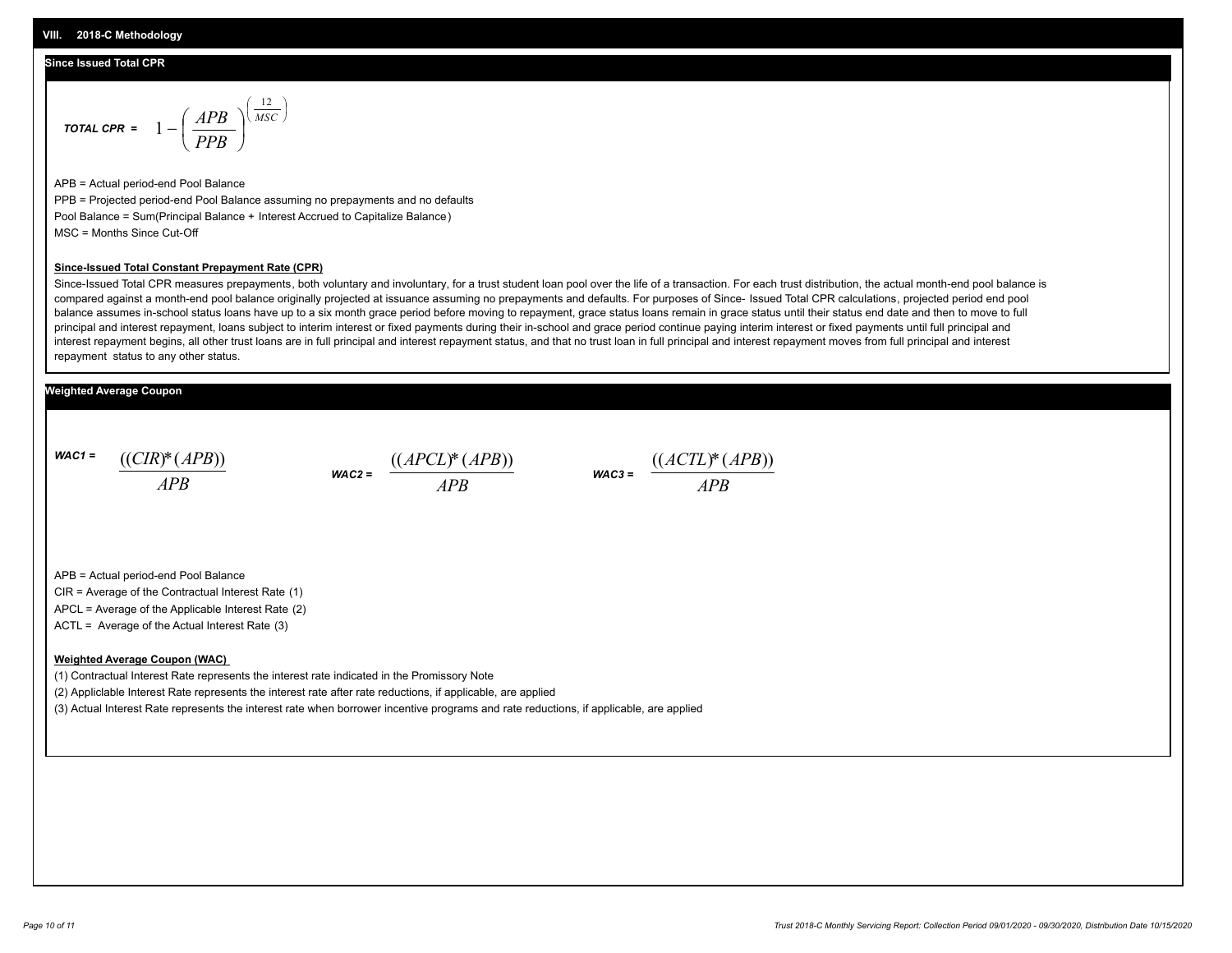## VIII. 2018-C Methodology

### Since Issued Total CPR

$$TOTAL\ CPR = 1 - \left(\frac{APB}{PPB}\right)^{\left(\frac{12}{MSC}\right)}$$

APB = Actual period-end Pool Balance

PPB = Projected period-end Pool Balance assuming no prepayments and no defaults

Pool Balance = Sum(Principal Balance + Interest Accrued to Capitalize Balance)

MSC = Months Since Cut-Off

**Since-Issued Total Constant Prepayment Rate (CPR)**

Since-Issued Total CPR measures prepayments, both voluntary and involuntary, for a trust student loan pool over the life of a transaction. For each trust distribution, the actual month-end pool balance is compared against a month-end pool balance originally projected at issuance assuming no prepayments and defaults. For purposes of Since- Issued Total CPR calculations, projected period end pool balance assumes in-school status loans have up to a six month grace period before moving to repayment, grace status loans remain in grace status until their status end date and then to move to full principal and interest repayment, loans subject to interim interest or fixed payments during their in-school and grace period continue paying interim interest or fixed payments until full principal and interest repayment begins, all other trust loans are in full principal and interest repayment status, and that no trust loan in full principal and interest repayment moves from full principal and interest repayment status to any other status.

### Weighted Average Coupon

$$WAC1 = \frac{((CIR)*(APB))}{APB} \qquad WAC2 = \frac{((APCL)*(APB))}{APB} \qquad WAC3 = \frac{((ACTL)*(APB))}{APB}$$

APB = Actual period-end Pool Balance

CIR = Average of the Contractual Interest Rate (1)

APCL = Average of the Applicable Interest Rate (2)

ACTL = Average of the Actual Interest Rate (3)

**Weighted Average Coupon (WAC)**

(1) Contractual Interest Rate represents the interest rate indicated in the Promissory Note

(2) Appliclable Interest Rate represents the interest rate after rate reductions, if applicable, are applied

(3) Actual Interest Rate represents the interest rate when borrower incentive programs and rate reductions, if applicable, are applied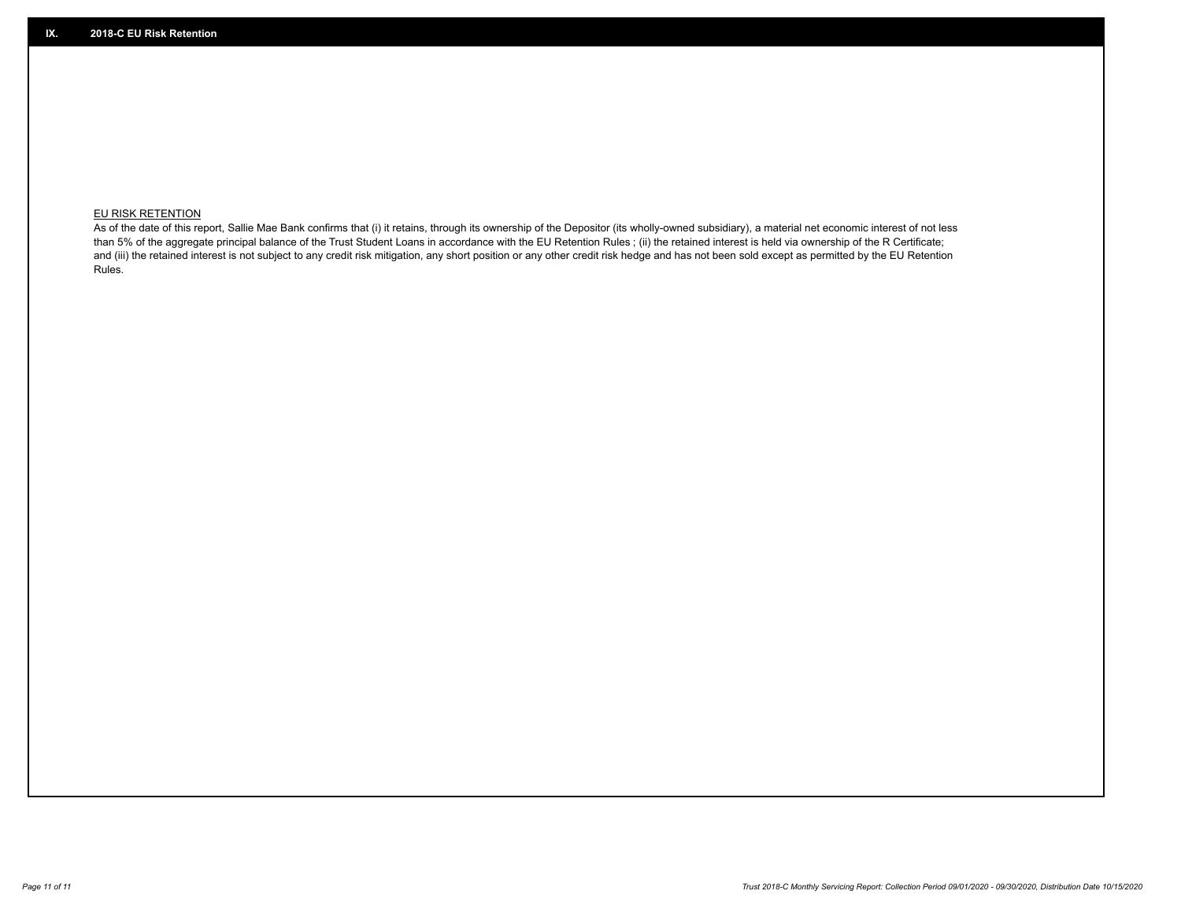## IX. 2018-C EU Risk Retention

EU RISK RETENTION

As of the date of this report, Sallie Mae Bank confirms that (i) it retains, through its ownership of the Depositor (its wholly-owned subsidiary), a material net economic interest of not less than 5% of the aggregate principal balance of the Trust Student Loans in accordance with the EU Retention Rules ; (ii) the retained interest is held via ownership of the R Certificate; and (iii) the retained interest is not subject to any credit risk mitigation, any short position or any other credit risk hedge and has not been sold except as permitted by the EU Retention Rules.